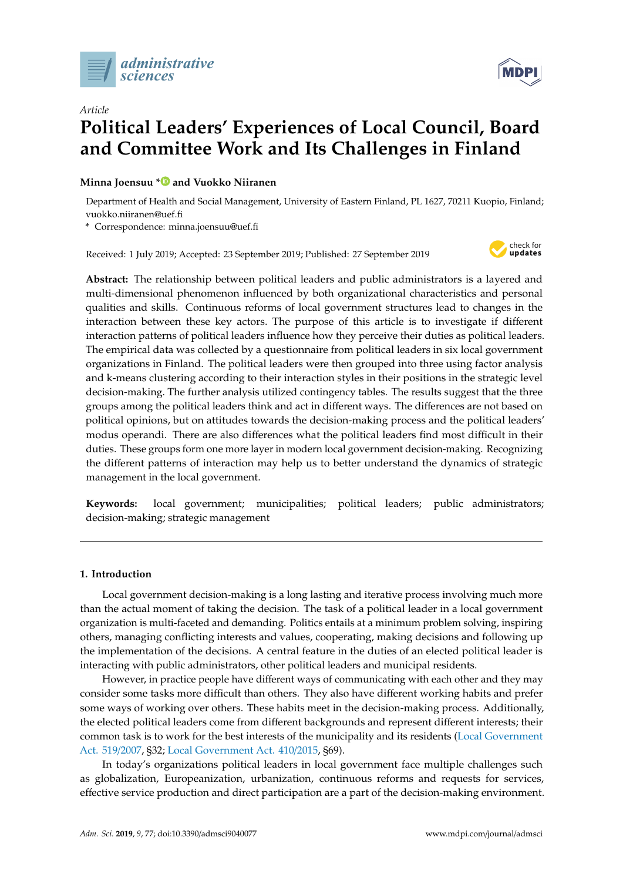*Article*

# Political Leaders' Experiences of Local Council, Board and Committee Work and Its Challenges in Finland

**Minna Joensuu \* and Vuokko Niiranen**

Department of Health and Social Management, University of Eastern Finland, PL 1627, 70211 Kuopio, Finland; vuokko.niiranen@uef.fi

\* Correspondence: minna.joensuu@uef.fi

Received: 1 July 2019; Accepted: 23 September 2019; Published: 27 September 2019

**Abstract:** The relationship between political leaders and public administrators is a layered and multi-dimensional phenomenon influenced by both organizational characteristics and personal qualities and skills. Continuous reforms of local government structures lead to changes in the interaction between these key actors. The purpose of this article is to investigate if different interaction patterns of political leaders influence how they perceive their duties as political leaders. The empirical data was collected by a questionnaire from political leaders in six local government organizations in Finland. The political leaders were then grouped into three using factor analysis and k-means clustering according to their interaction styles in their positions in the strategic level decision-making. The further analysis utilized contingency tables. The results suggest that the three groups among the political leaders think and act in different ways. The differences are not based on political opinions, but on attitudes towards the decision-making process and the political leaders' modus operandi. There are also differences what the political leaders find most difficult in their duties. These groups form one more layer in modern local government decision-making. Recognizing the different patterns of interaction may help us to better understand the dynamics of strategic management in the local government.

**Keywords:** local government; municipalities; political leaders; public administrators; decision-making; strategic management

## 1. Introduction

Local government decision-making is a long lasting and iterative process involving much more than the actual moment of taking the decision. The task of a political leader in a local government organization is multi-faceted and demanding. Politics entails at a minimum problem solving, inspiring others, managing conflicting interests and values, cooperating, making decisions and following up the implementation of the decisions. A central feature in the duties of an elected political leader is interacting with public administrators, other political leaders and municipal residents.

However, in practice people have different ways of communicating with each other and they may consider some tasks more difficult than others. They also have different working habits and prefer some ways of working over others. These habits meet in the decision-making process. Additionally, the elected political leaders come from different backgrounds and represent different interests; their common task is to work for the best interests of the municipality and its residents (Local Government Act. 519/2007, §32; Local Government Act. 410/2015, §69).

In today's organizations political leaders in local government face multiple challenges such as globalization, Europeanization, urbanization, continuous reforms and requests for services, effective service production and direct participation are a part of the decision-making environment.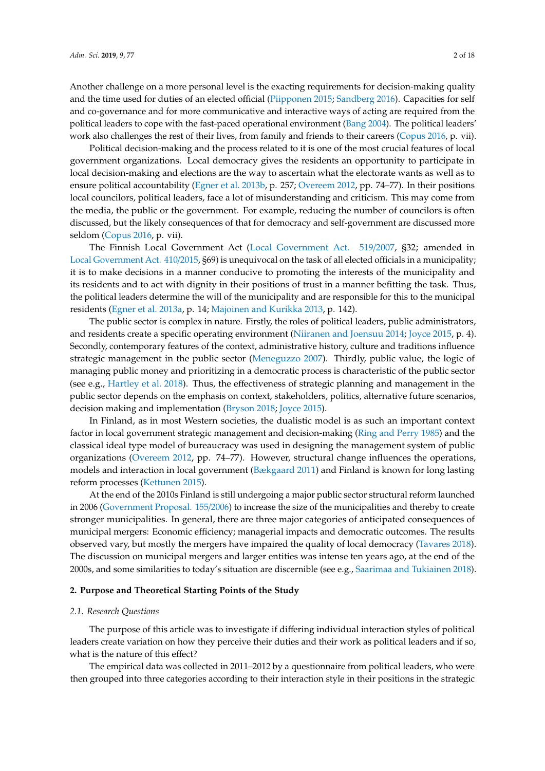Another challenge on a more personal level is the exacting requirements for decision-making quality and the time used for duties of an elected official (Piipponen 2015; Sandberg 2016). Capacities for self and co-governance and for more communicative and interactive ways of acting are required from the political leaders to cope with the fast-paced operational environment (Bang 2004). The political leaders' work also challenges the rest of their lives, from family and friends to their careers (Copus 2016, p. vii).

Political decision-making and the process related to it is one of the most crucial features of local government organizations. Local democracy gives the residents an opportunity to participate in local decision-making and elections are the way to ascertain what the electorate wants as well as to ensure political accountability (Egner et al. 2013b, p. 257; Overeem 2012, pp. 74–77). In their positions local councilors, political leaders, face a lot of misunderstanding and criticism. This may come from the media, the public or the government. For example, reducing the number of councilors is often discussed, but the likely consequences of that for democracy and self-government are discussed more seldom (Copus 2016, p. vii).

The Finnish Local Government Act (Local Government Act. 519/2007, §32; amended in Local Government Act. 410/2015, §69) is unequivocal on the task of all elected officials in a municipality; it is to make decisions in a manner conducive to promoting the interests of the municipality and its residents and to act with dignity in their positions of trust in a manner befitting the task. Thus, the political leaders determine the will of the municipality and are responsible for this to the municipal residents (Egner et al. 2013a, p. 14; Majoinen and Kurikka 2013, p. 142).

The public sector is complex in nature. Firstly, the roles of political leaders, public administrators, and residents create a specific operating environment (Niiranen and Joensuu 2014; Joyce 2015, p. 4). Secondly, contemporary features of the context, administrative history, culture and traditions influence strategic management in the public sector (Meneguzzo 2007). Thirdly, public value, the logic of managing public money and prioritizing in a democratic process is characteristic of the public sector (see e.g., Hartley et al. 2018). Thus, the effectiveness of strategic planning and management in the public sector depends on the emphasis on context, stakeholders, politics, alternative future scenarios, decision making and implementation (Bryson 2018; Joyce 2015).

In Finland, as in most Western societies, the dualistic model is as such an important context factor in local government strategic management and decision-making (Ring and Perry 1985) and the classical ideal type model of bureaucracy was used in designing the management system of public organizations (Overeem 2012, pp. 74–77). However, structural change influences the operations, models and interaction in local government (Bækgaard 2011) and Finland is known for long lasting reform processes (Kettunen 2015).

At the end of the 2010s Finland is still undergoing a major public sector structural reform launched in 2006 (Government Proposal. 155/2006) to increase the size of the municipalities and thereby to create stronger municipalities. In general, there are three major categories of anticipated consequences of municipal mergers: Economic efficiency; managerial impacts and democratic outcomes. The results observed vary, but mostly the mergers have impaired the quality of local democracy (Tavares 2018). The discussion on municipal mergers and larger entities was intense ten years ago, at the end of the 2000s, and some similarities to today's situation are discernible (see e.g., Saarimaa and Tukiainen 2018).

## 2. Purpose and Theoretical Starting Points of the Study

### 2.1. Research Questions

The purpose of this article was to investigate if differing individual interaction styles of political leaders create variation on how they perceive their duties and their work as political leaders and if so, what is the nature of this effect?

The empirical data was collected in 2011–2012 by a questionnaire from political leaders, who were then grouped into three categories according to their interaction style in their positions in the strategic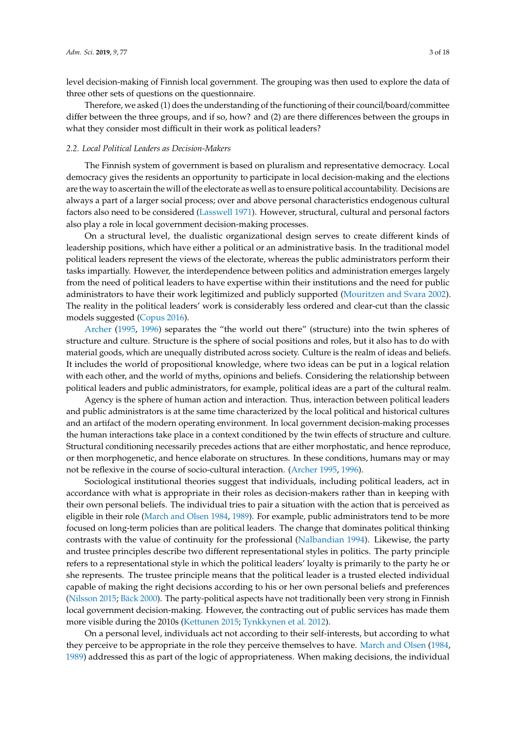level decision-making of Finnish local government. The grouping was then used to explore the data of three other sets of questions on the questionnaire.

Therefore, we asked (1) does the understanding of the functioning of their council/board/committee differ between the three groups, and if so, how? and (2) are there differences between the groups in what they consider most difficult in their work as political leaders?

### 2.2. Local Political Leaders as Decision-Makers

The Finnish system of government is based on pluralism and representative democracy. Local democracy gives the residents an opportunity to participate in local decision-making and the elections are the way to ascertain the will of the electorate as well as to ensure political accountability. Decisions are always a part of a larger social process; over and above personal characteristics endogenous cultural factors also need to be considered (Lasswell 1971). However, structural, cultural and personal factors also play a role in local government decision-making processes.

On a structural level, the dualistic organizational design serves to create different kinds of leadership positions, which have either a political or an administrative basis. In the traditional model political leaders represent the views of the electorate, whereas the public administrators perform their tasks impartially. However, the interdependence between politics and administration emerges largely from the need of political leaders to have expertise within their institutions and the need for public administrators to have their work legitimized and publicly supported (Mouritzen and Svara 2002). The reality in the political leaders' work is considerably less ordered and clear-cut than the classic models suggested (Copus 2016).

Archer (1995, 1996) separates the "the world out there" (structure) into the twin spheres of structure and culture. Structure is the sphere of social positions and roles, but it also has to do with material goods, which are unequally distributed across society. Culture is the realm of ideas and beliefs. It includes the world of propositional knowledge, where two ideas can be put in a logical relation with each other, and the world of myths, opinions and beliefs. Considering the relationship between political leaders and public administrators, for example, political ideas are a part of the cultural realm.

Agency is the sphere of human action and interaction. Thus, interaction between political leaders and public administrators is at the same time characterized by the local political and historical cultures and an artifact of the modern operating environment. In local government decision-making processes the human interactions take place in a context conditioned by the twin effects of structure and culture. Structural conditioning necessarily precedes actions that are either morphostatic, and hence reproduce, or then morphogenetic, and hence elaborate on structures. In these conditions, humans may or may not be reflexive in the course of socio-cultural interaction. (Archer 1995, 1996).

Sociological institutional theories suggest that individuals, including political leaders, act in accordance with what is appropriate in their roles as decision-makers rather than in keeping with their own personal beliefs. The individual tries to pair a situation with the action that is perceived as eligible in their role (March and Olsen 1984, 1989). For example, public administrators tend to be more focused on long-term policies than are political leaders. The change that dominates political thinking contrasts with the value of continuity for the professional (Nalbandian 1994). Likewise, the party and trustee principles describe two different representational styles in politics. The party principle refers to a representational style in which the political leaders' loyalty is primarily to the party he or she represents. The trustee principle means that the political leader is a trusted elected individual capable of making the right decisions according to his or her own personal beliefs and preferences (Nilsson 2015; Bäck 2000). The party-political aspects have not traditionally been very strong in Finnish local government decision-making. However, the contracting out of public services has made them more visible during the 2010s (Kettunen 2015; Tynkkynen et al. 2012).

On a personal level, individuals act not according to their self-interests, but according to what they perceive to be appropriate in the role they perceive themselves to have. March and Olsen (1984, 1989) addressed this as part of the logic of appropriateness. When making decisions, the individual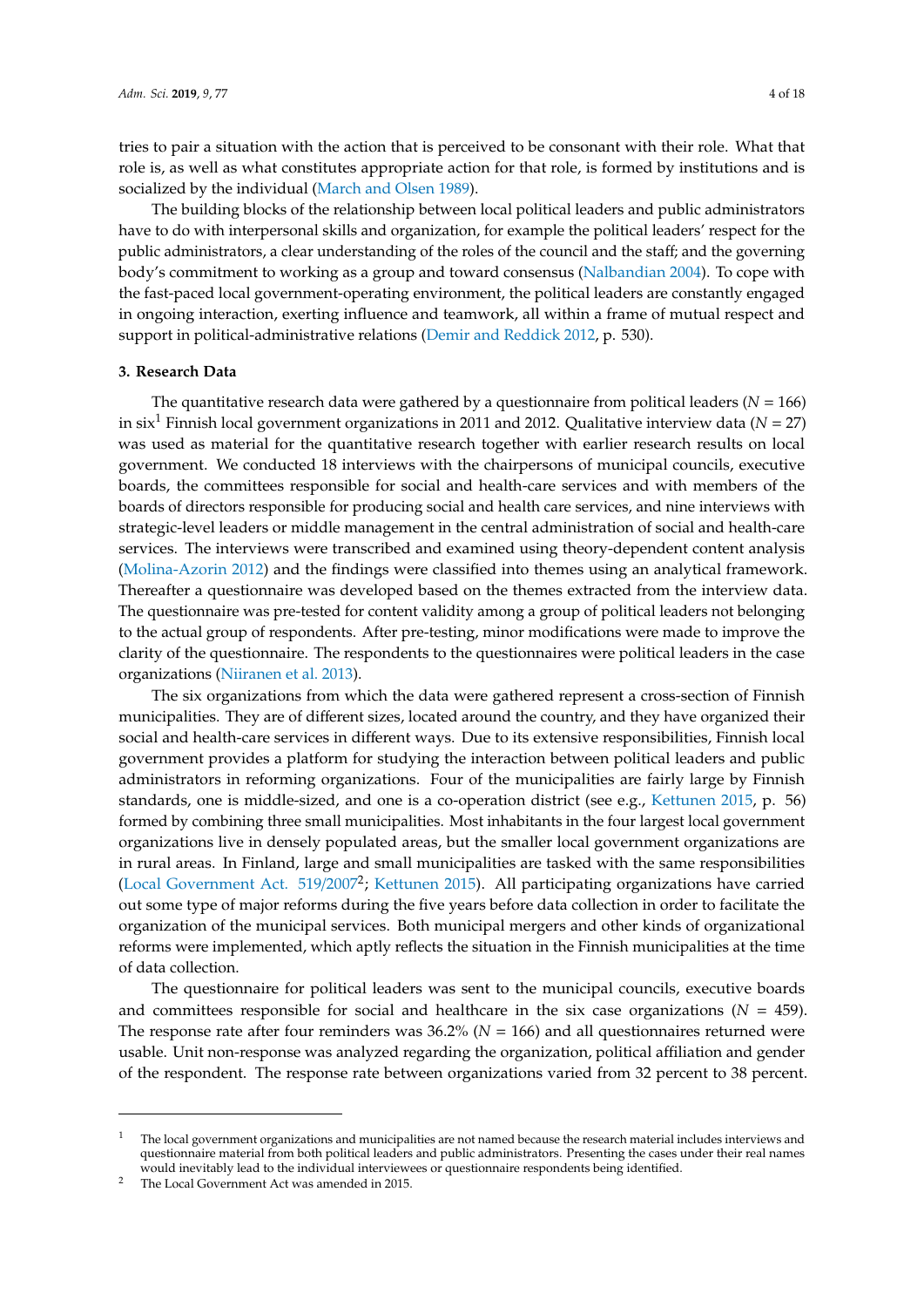tries to pair a situation with the action that is perceived to be consonant with their role. What that role is, as well as what constitutes appropriate action for that role, is formed by institutions and is socialized by the individual (March and Olsen 1989).

The building blocks of the relationship between local political leaders and public administrators have to do with interpersonal skills and organization, for example the political leaders' respect for the public administrators, a clear understanding of the roles of the council and the staff; and the governing body's commitment to working as a group and toward consensus (Nalbandian 2004). To cope with the fast-paced local government-operating environment, the political leaders are constantly engaged in ongoing interaction, exerting influence and teamwork, all within a frame of mutual respect and support in political-administrative relations (Demir and Reddick 2012, p. 530).

## 3. Research Data

The quantitative research data were gathered by a questionnaire from political leaders (*N* = 166) in six[1] Finnish local government organizations in 2011 and 2012. Qualitative interview data (*N* = 27) was used as material for the quantitative research together with earlier research results on local government. We conducted 18 interviews with the chairpersons of municipal councils, executive boards, the committees responsible for social and health-care services and with members of the boards of directors responsible for producing social and health care services, and nine interviews with strategic-level leaders or middle management in the central administration of social and health-care services. The interviews were transcribed and examined using theory-dependent content analysis (Molina-Azorin 2012) and the findings were classified into themes using an analytical framework. Thereafter a questionnaire was developed based on the themes extracted from the interview data. The questionnaire was pre-tested for content validity among a group of political leaders not belonging to the actual group of respondents. After pre-testing, minor modifications were made to improve the clarity of the questionnaire. The respondents to the questionnaires were political leaders in the case organizations (Niiranen et al. 2013).

The six organizations from which the data were gathered represent a cross-section of Finnish municipalities. They are of different sizes, located around the country, and they have organized their social and health-care services in different ways. Due to its extensive responsibilities, Finnish local government provides a platform for studying the interaction between political leaders and public administrators in reforming organizations. Four of the municipalities are fairly large by Finnish standards, one is middle-sized, and one is a co-operation district (see e.g., Kettunen 2015, p. 56) formed by combining three small municipalities. Most inhabitants in the four largest local government organizations live in densely populated areas, but the smaller local government organizations are in rural areas. In Finland, large and small municipalities are tasked with the same responsibilities (Local Government Act. 519/2007[2]; Kettunen 2015). All participating organizations have carried out some type of major reforms during the five years before data collection in order to facilitate the organization of the municipal services. Both municipal mergers and other kinds of organizational reforms were implemented, which aptly reflects the situation in the Finnish municipalities at the time of data collection.

The questionnaire for political leaders was sent to the municipal councils, executive boards and committees responsible for social and healthcare in the six case organizations (*N* = 459). The response rate after four reminders was 36.2% (*N* = 166) and all questionnaires returned were usable. Unit non-response was analyzed regarding the organization, political affiliation and gender of the respondent. The response rate between organizations varied from 32 percent to 38 percent.

---

[1] The local government organizations and municipalities are not named because the research material includes interviews and questionnaire material from both political leaders and public administrators. Presenting the cases under their real names would inevitably lead to the individual interviewees or questionnaire respondents being identified.

[2] The Local Government Act was amended in 2015.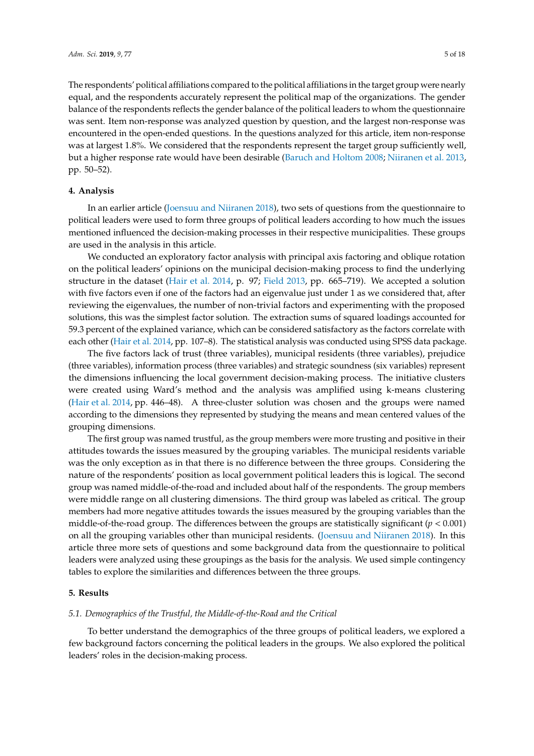The respondents' political affiliations compared to the political affiliations in the target group were nearly equal, and the respondents accurately represent the political map of the organizations. The gender balance of the respondents reflects the gender balance of the political leaders to whom the questionnaire was sent. Item non-response was analyzed question by question, and the largest non-response was encountered in the open-ended questions. In the questions analyzed for this article, item non-response was at largest 1.8%. We considered that the respondents represent the target group sufficiently well, but a higher response rate would have been desirable (Baruch and Holtom 2008; Niiranen et al. 2013, pp. 50–52).

## 4. Analysis

In an earlier article (Joensuu and Niiranen 2018), two sets of questions from the questionnaire to political leaders were used to form three groups of political leaders according to how much the issues mentioned influenced the decision-making processes in their respective municipalities. These groups are used in the analysis in this article.

We conducted an exploratory factor analysis with principal axis factoring and oblique rotation on the political leaders' opinions on the municipal decision-making process to find the underlying structure in the dataset (Hair et al. 2014, p. 97; Field 2013, pp. 665–719). We accepted a solution with five factors even if one of the factors had an eigenvalue just under 1 as we considered that, after reviewing the eigenvalues, the number of non-trivial factors and experimenting with the proposed solutions, this was the simplest factor solution. The extraction sums of squared loadings accounted for 59.3 percent of the explained variance, which can be considered satisfactory as the factors correlate with each other (Hair et al. 2014, pp. 107–8). The statistical analysis was conducted using SPSS data package.

The five factors lack of trust (three variables), municipal residents (three variables), prejudice (three variables), information process (three variables) and strategic soundness (six variables) represent the dimensions influencing the local government decision-making process. The initiative clusters were created using Ward's method and the analysis was amplified using k-means clustering (Hair et al. 2014, pp. 446–48). A three-cluster solution was chosen and the groups were named according to the dimensions they represented by studying the means and mean centered values of the grouping dimensions.

The first group was named trustful, as the group members were more trusting and positive in their attitudes towards the issues measured by the grouping variables. The municipal residents variable was the only exception as in that there is no difference between the three groups. Considering the nature of the respondents' position as local government political leaders this is logical. The second group was named middle-of-the-road and included about half of the respondents. The group members were middle range on all clustering dimensions. The third group was labeled as critical. The group members had more negative attitudes towards the issues measured by the grouping variables than the middle-of-the-road group. The differences between the groups are statistically significant ($p < 0.001$) on all the grouping variables other than municipal residents. (Joensuu and Niiranen 2018). In this article three more sets of questions and some background data from the questionnaire to political leaders were analyzed using these groupings as the basis for the analysis. We used simple contingency tables to explore the similarities and differences between the three groups.

## 5. Results

### 5.1. *Demographics of the Trustful, the Middle-of-the-Road and the Critical*

To better understand the demographics of the three groups of political leaders, we explored a few background factors concerning the political leaders in the groups. We also explored the political leaders' roles in the decision-making process.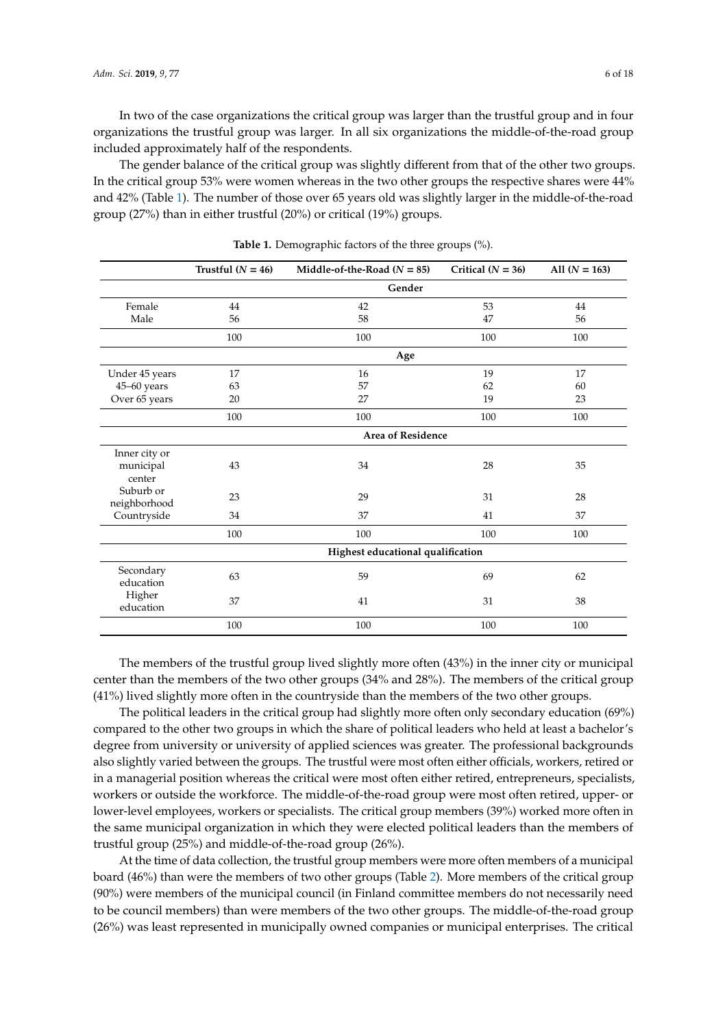In two of the case organizations the critical group was larger than the trustful group and in four organizations the trustful group was larger. In all six organizations the middle-of-the-road group included approximately half of the respondents.

The gender balance of the critical group was slightly different from that of the other two groups. In the critical group 53% were women whereas in the two other groups the respective shares were 44% and 42% (Table 1). The number of those over 65 years old was slightly larger in the middle-of-the-road group (27%) than in either trustful (20%) or critical (19%) groups.

**Table 1.** Demographic factors of the three groups (%).

| | Trustful ($N$ = 46) | Middle-of-the-Road ($N$ = 85) | Critical ($N$ = 36) | All ($N$ = 163) |
|---|---|---|---|---|
| | | **Gender** | | |
| Female | 44 | 42 | 53 | 44 |
| Male | 56 | 58 | 47 | 56 |
| | 100 | 100 | 100 | 100 |
| | | **Age** | | |
| Under 45 years | 17 | 16 | 19 | 17 |
| 45–60 years | 63 | 57 | 62 | 60 |
| Over 65 years | 20 | 27 | 19 | 23 |
| | 100 | 100 | 100 | 100 |
| | | **Area of Residence** | | |
| Inner city or municipal center | 43 | 34 | 28 | 35 |
| Suburb or neighborhood | 23 | 29 | 31 | 28 |
| Countryside | 34 | 37 | 41 | 37 |
| | 100 | 100 | 100 | 100 |
| | | **Highest educational qualification** | | |
| Secondary education | 63 | 59 | 69 | 62 |
| Higher education | 37 | 41 | 31 | 38 |
| | 100 | 100 | 100 | 100 |

The members of the trustful group lived slightly more often (43%) in the inner city or municipal center than the members of the two other groups (34% and 28%). The members of the critical group (41%) lived slightly more often in the countryside than the members of the two other groups.

The political leaders in the critical group had slightly more often only secondary education (69%) compared to the other two groups in which the share of political leaders who held at least a bachelor's degree from university or university of applied sciences was greater. The professional backgrounds also slightly varied between the groups. The trustful were most often either officials, workers, retired or in a managerial position whereas the critical were most often either retired, entrepreneurs, specialists, workers or outside the workforce. The middle-of-the-road group were most often retired, upper- or lower-level employees, workers or specialists. The critical group members (39%) worked more often in the same municipal organization in which they were elected political leaders than the members of trustful group (25%) and middle-of-the-road group (26%).

At the time of data collection, the trustful group members were more often members of a municipal board (46%) than were the members of two other groups (Table 2). More members of the critical group (90%) were members of the municipal council (in Finland committee members do not necessarily need to be council members) than were members of the two other groups. The middle-of-the-road group (26%) was least represented in municipally owned companies or municipal enterprises. The critical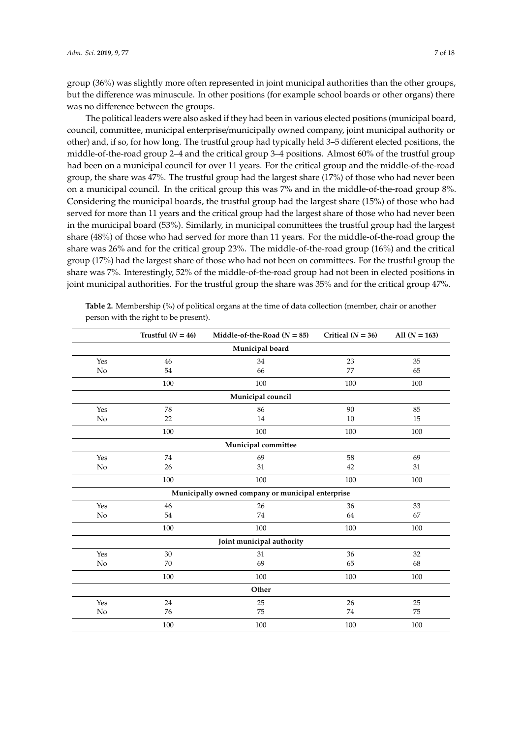group (36%) was slightly more often represented in joint municipal authorities than the other groups, but the difference was minuscule. In other positions (for example school boards or other organs) there was no difference between the groups.

The political leaders were also asked if they had been in various elected positions (municipal board, council, committee, municipal enterprise/municipally owned company, joint municipal authority or other) and, if so, for how long. The trustful group had typically held 3–5 different elected positions, the middle-of-the-road group 2–4 and the critical group 3–4 positions. Almost 60% of the trustful group had been on a municipal council for over 11 years. For the critical group and the middle-of-the-road group, the share was 47%. The trustful group had the largest share (17%) of those who had never been on a municipal council. In the critical group this was 7% and in the middle-of-the-road group 8%. Considering the municipal boards, the trustful group had the largest share (15%) of those who had served for more than 11 years and the critical group had the largest share of those who had never been in the municipal board (53%). Similarly, in municipal committees the trustful group had the largest share (48%) of those who had served for more than 11 years. For the middle-of-the-road group the share was 26% and for the critical group 23%. The middle-of-the-road group (16%) and the critical group (17%) had the largest share of those who had not been on committees. For the trustful group the share was 7%. Interestingly, 52% of the middle-of-the-road group had not been in elected positions in joint municipal authorities. For the trustful group the share was 35% and for the critical group 47%.

**Table 2.** Membership (%) of political organs at the time of data collection (member, chair or another person with the right to be present).

| | Trustful ($N$ = 46) | Middle-of-the-Road ($N$ = 85) | Critical ($N$ = 36) | All ($N$ = 163) |
|---|---|---|---|---|
| | | **Municipal board** | | |
| Yes | 46 | 34 | 23 | 35 |
| No | 54 | 66 | 77 | 65 |
| | 100 | 100 | 100 | 100 |
| | | **Municipal council** | | |
| Yes | 78 | 86 | 90 | 85 |
| No | 22 | 14 | 10 | 15 |
| | 100 | 100 | 100 | 100 |
| | | **Municipal committee** | | |
| Yes | 74 | 69 | 58 | 69 |
| No | 26 | 31 | 42 | 31 |
| | 100 | 100 | 100 | 100 |
| | | **Municipally owned company or municipal enterprise** | | |
| Yes | 46 | 26 | 36 | 33 |
| No | 54 | 74 | 64 | 67 |
| | 100 | 100 | 100 | 100 |
| | | **Joint municipal authority** | | |
| Yes | 30 | 31 | 36 | 32 |
| No | 70 | 69 | 65 | 68 |
| | 100 | 100 | 100 | 100 |
| | | **Other** | | |
| Yes | 24 | 25 | 26 | 25 |
| No | 76 | 75 | 74 | 75 |
| | 100 | 100 | 100 | 100 |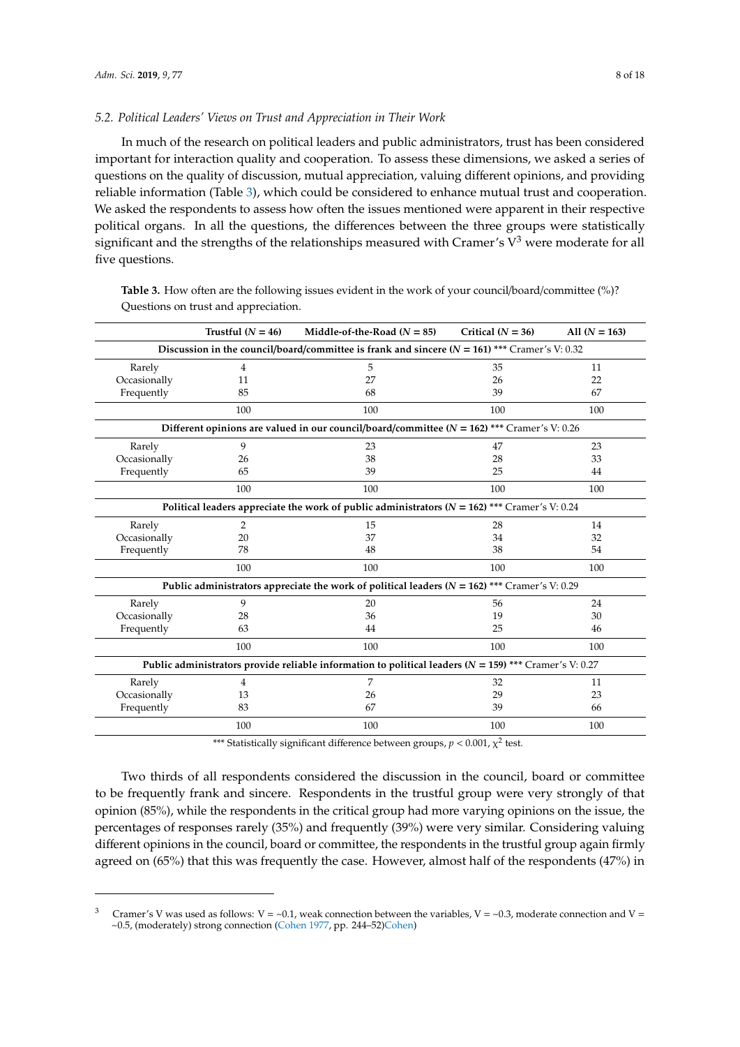### 5.2. Political Leaders' Views on Trust and Appreciation in Their Work

In much of the research on political leaders and public administrators, trust has been considered important for interaction quality and cooperation. To assess these dimensions, we asked a series of questions on the quality of discussion, mutual appreciation, valuing different opinions, and providing reliable information (Table 3), which could be considered to enhance mutual trust and cooperation. We asked the respondents to assess how often the issues mentioned were apparent in their respective political organs. In all the questions, the differences between the three groups were statistically significant and the strengths of the relationships measured with Cramer's V[3] were moderate for all five questions.

**Table 3.** How often are the following issues evident in the work of your council/board/committee (%)? Questions on trust and appreciation.

| | Trustful ($N$ = 46) | Middle-of-the-Road ($N$ = 85) | Critical ($N$ = 36) | All ($N$ = 163) |
|---|---|---|---|---|
| **Discussion in the council/board/committee is frank and sincere ($N$ = 161)** *** Cramer's V: 0.32 | | | | |
| Rarely | 4 | 5 | 35 | 11 |
| Occasionally | 11 | 27 | 26 | 22 |
| Frequently | 85 | 68 | 39 | 67 |
| | 100 | 100 | 100 | 100 |
| **Different opinions are valued in our council/board/committee ($N$ = 162)** *** Cramer's V: 0.26 | | | | |
| Rarely | 9 | 23 | 47 | 23 |
| Occasionally | 26 | 38 | 28 | 33 |
| Frequently | 65 | 39 | 25 | 44 |
| | 100 | 100 | 100 | 100 |
| **Political leaders appreciate the work of public administrators ($N$ = 162)** *** Cramer's V: 0.24 | | | | |
| Rarely | 2 | 15 | 28 | 14 |
| Occasionally | 20 | 37 | 34 | 32 |
| Frequently | 78 | 48 | 38 | 54 |
| | 100 | 100 | 100 | 100 |
| **Public administrators appreciate the work of political leaders ($N$ = 162)** *** Cramer's V: 0.29 | | | | |
| Rarely | 9 | 20 | 56 | 24 |
| Occasionally | 28 | 36 | 19 | 30 |
| Frequently | 63 | 44 | 25 | 46 |
| | 100 | 100 | 100 | 100 |
| **Public administrators provide reliable information to political leaders ($N$ = 159)** *** Cramer's V: 0.27 | | | | |
| Rarely | 4 | 7 | 32 | 11 |
| Occasionally | 13 | 26 | 29 | 23 |
| Frequently | 83 | 67 | 39 | 66 |
| | 100 | 100 | 100 | 100 |

*** Statistically significant difference between groups, $p < 0.001$, $\chi^2$ test.

Two thirds of all respondents considered the discussion in the council, board or committee to be frequently frank and sincere. Respondents in the trustful group were very strongly of that opinion (85%), while the respondents in the critical group had more varying opinions on the issue, the percentages of responses rarely (35%) and frequently (39%) were very similar. Considering valuing different opinions in the council, board or committee, the respondents in the trustful group again firmly agreed on (65%) that this was frequently the case. However, almost half of the respondents (47%) in

[3] Cramer's V was used as follows: V = ~0.1, weak connection between the variables, V = ~0.3, moderate connection and V = ~0.5, (moderately) strong connection (Cohen 1977, pp. 244–52)Cohen)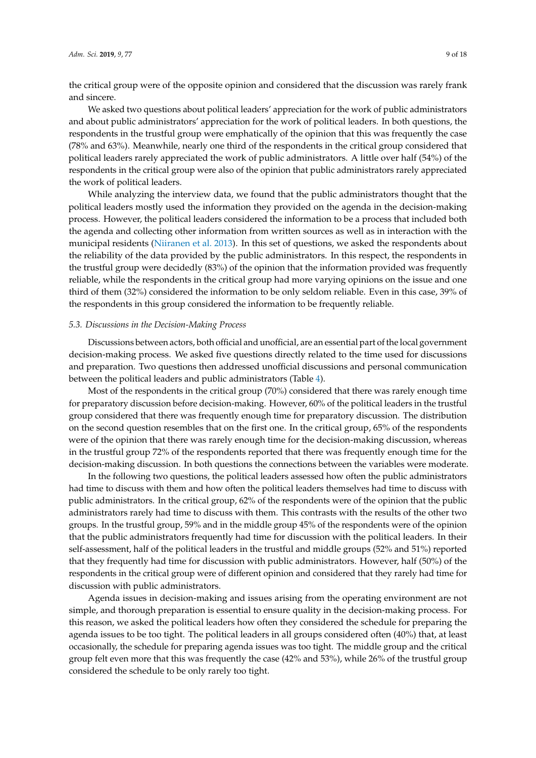the critical group were of the opposite opinion and considered that the discussion was rarely frank and sincere.

We asked two questions about political leaders' appreciation for the work of public administrators and about public administrators' appreciation for the work of political leaders. In both questions, the respondents in the trustful group were emphatically of the opinion that this was frequently the case (78% and 63%). Meanwhile, nearly one third of the respondents in the critical group considered that political leaders rarely appreciated the work of public administrators. A little over half (54%) of the respondents in the critical group were also of the opinion that public administrators rarely appreciated the work of political leaders.

While analyzing the interview data, we found that the public administrators thought that the political leaders mostly used the information they provided on the agenda in the decision-making process. However, the political leaders considered the information to be a process that included both the agenda and collecting other information from written sources as well as in interaction with the municipal residents (Niiranen et al. 2013). In this set of questions, we asked the respondents about the reliability of the data provided by the public administrators. In this respect, the respondents in the trustful group were decidedly (83%) of the opinion that the information provided was frequently reliable, while the respondents in the critical group had more varying opinions on the issue and one third of them (32%) considered the information to be only seldom reliable. Even in this case, 39% of the respondents in this group considered the information to be frequently reliable.

### *5.3. Discussions in the Decision-Making Process*

Discussions between actors, both official and unofficial, are an essential part of the local government decision-making process. We asked five questions directly related to the time used for discussions and preparation. Two questions then addressed unofficial discussions and personal communication between the political leaders and public administrators (Table 4).

Most of the respondents in the critical group (70%) considered that there was rarely enough time for preparatory discussion before decision-making. However, 60% of the political leaders in the trustful group considered that there was frequently enough time for preparatory discussion. The distribution on the second question resembles that on the first one. In the critical group, 65% of the respondents were of the opinion that there was rarely enough time for the decision-making discussion, whereas in the trustful group 72% of the respondents reported that there was frequently enough time for the decision-making discussion. In both questions the connections between the variables were moderate.

In the following two questions, the political leaders assessed how often the public administrators had time to discuss with them and how often the political leaders themselves had time to discuss with public administrators. In the critical group, 62% of the respondents were of the opinion that the public administrators rarely had time to discuss with them. This contrasts with the results of the other two groups. In the trustful group, 59% and in the middle group 45% of the respondents were of the opinion that the public administrators frequently had time for discussion with the political leaders. In their self-assessment, half of the political leaders in the trustful and middle groups (52% and 51%) reported that they frequently had time for discussion with public administrators. However, half (50%) of the respondents in the critical group were of different opinion and considered that they rarely had time for discussion with public administrators.

Agenda issues in decision-making and issues arising from the operating environment are not simple, and thorough preparation is essential to ensure quality in the decision-making process. For this reason, we asked the political leaders how often they considered the schedule for preparing the agenda issues to be too tight. The political leaders in all groups considered often (40%) that, at least occasionally, the schedule for preparing agenda issues was too tight. The middle group and the critical group felt even more that this was frequently the case (42% and 53%), while 26% of the trustful group considered the schedule to be only rarely too tight.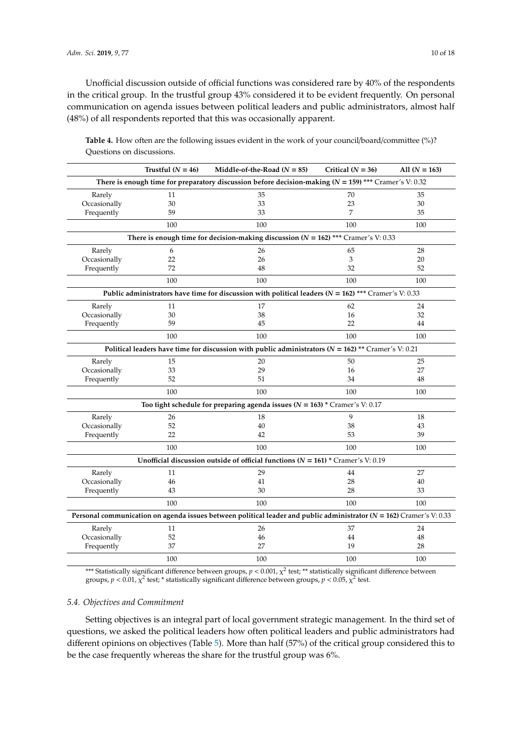Unofficial discussion outside of official functions was considered rare by 40% of the respondents in the critical group. In the trustful group 43% considered it to be evident frequently. On personal communication on agenda issues between political leaders and public administrators, almost half (48%) of all respondents reported that this was occasionally apparent.

**Table 4.** How often are the following issues evident in the work of your council/board/committee (%)? Questions on discussions.

| | Trustful ($N$ = 46) | Middle-of-the-Road ($N$ = 85) | Critical ($N$ = 36) | All ($N$ = 163) |
|---|---|---|---|---|
| **There is enough time for preparatory discussion before decision-making ($N$ = 159) \*\*\*** Cramer's V: 0.32 | | | | |
| Rarely | 11 | 35 | 70 | 35 |
| Occasionally | 30 | 33 | 23 | 30 |
| Frequently | 59 | 33 | 7 | 35 |
| | 100 | 100 | 100 | 100 |
| **There is enough time for decision-making discussion ($N$ = 162) \*\*\*** Cramer's V: 0.33 | | | | |
| Rarely | 6 | 26 | 65 | 28 |
| Occasionally | 22 | 26 | 3 | 20 |
| Frequently | 72 | 48 | 32 | 52 |
| | 100 | 100 | 100 | 100 |
| **Public administrators have time for discussion with political leaders ($N$ = 162) \*\*\*** Cramer's V: 0.33 | | | | |
| Rarely | 11 | 17 | 62 | 24 |
| Occasionally | 30 | 38 | 16 | 32 |
| Frequently | 59 | 45 | 22 | 44 |
| | 100 | 100 | 100 | 100 |
| **Political leaders have time for discussion with public administrators ($N$ = 162) \*\*** Cramer's V: 0.21 | | | | |
| Rarely | 15 | 20 | 50 | 25 |
| Occasionally | 33 | 29 | 16 | 27 |
| Frequently | 52 | 51 | 34 | 48 |
| | 100 | 100 | 100 | 100 |
| **Too tight schedule for preparing agenda issues ($N$ = 163) \*** Cramer's V: 0.17 | | | | |
| Rarely | 26 | 18 | 9 | 18 |
| Occasionally | 52 | 40 | 38 | 43 |
| Frequently | 22 | 42 | 53 | 39 |
| | 100 | 100 | 100 | 100 |
| **Unofficial discussion outside of official functions ($N$ = 161) \*** Cramer's V: 0.19 | | | | |
| Rarely | 11 | 29 | 44 | 27 |
| Occasionally | 46 | 41 | 28 | 40 |
| Frequently | 43 | 30 | 28 | 33 |
| | 100 | 100 | 100 | 100 |
| **Personal communication on agenda issues between political leader and public administrator ($N$ = 162)** Cramer's V: 0.33 | | | | |
| Rarely | 11 | 26 | 37 | 24 |
| Occasionally | 52 | 46 | 44 | 48 |
| Frequently | 37 | 27 | 19 | 28 |
| | 100 | 100 | 100 | 100 |

\*\*\* Statistically significant difference between groups, $p < 0.001$, $\chi^2$ test; \*\* statistically significant difference between groups, $p < 0.01$, $\chi^2$ test; \* statistically significant difference between groups, $p < 0.05$, $\chi^2$ test.

### 5.4. Objectives and Commitment

Setting objectives is an integral part of local government strategic management. In the third set of questions, we asked the political leaders how often political leaders and public administrators had different opinions on objectives (Table 5). More than half (57%) of the critical group considered this to be the case frequently whereas the share for the trustful group was 6%.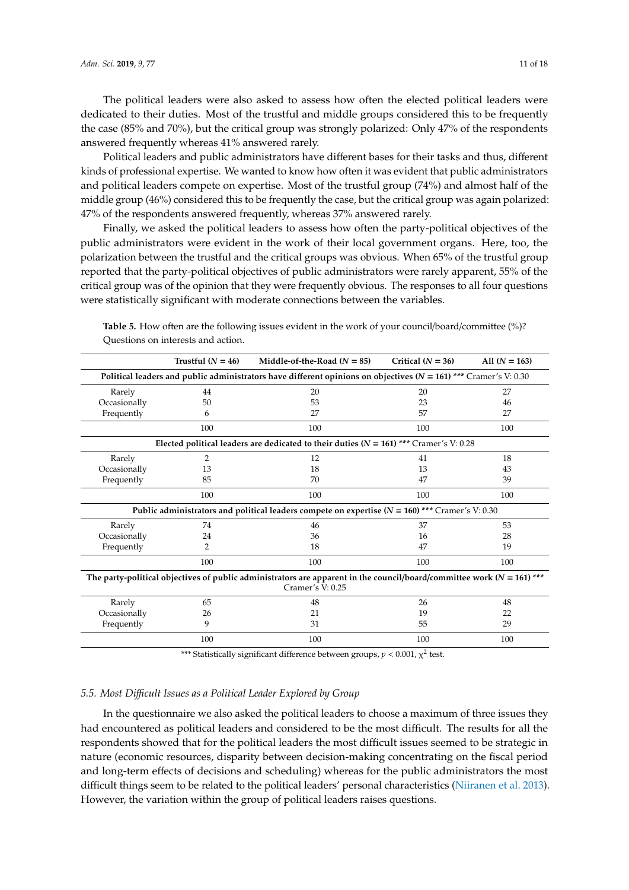The political leaders were also asked to assess how often the elected political leaders were dedicated to their duties. Most of the trustful and middle groups considered this to be frequently the case (85% and 70%), but the critical group was strongly polarized: Only 47% of the respondents answered frequently whereas 41% answered rarely.

Political leaders and public administrators have different bases for their tasks and thus, different kinds of professional expertise. We wanted to know how often it was evident that public administrators and political leaders compete on expertise. Most of the trustful group (74%) and almost half of the middle group (46%) considered this to be frequently the case, but the critical group was again polarized: 47% of the respondents answered frequently, whereas 37% answered rarely.

Finally, we asked the political leaders to assess how often the party-political objectives of the public administrators were evident in the work of their local government organs. Here, too, the polarization between the trustful and the critical groups was obvious. When 65% of the trustful group reported that the party-political objectives of public administrators were rarely apparent, 55% of the critical group was of the opinion that they were frequently obvious. The responses to all four questions were statistically significant with moderate connections between the variables.

**Table 5.** How often are the following issues evident in the work of your council/board/committee (%)? Questions on interests and action.

| | Trustful ($N = 46$) | Middle-of-the-Road ($N = 85$) | Critical ($N = 36$) | All ($N = 163$) |
|---|---|---|---|---|
| **Political leaders and public administrators have different opinions on objectives ($N = 161$) \*\*\*** Cramer's V: 0.30 | | | | |
| Rarely | 44 | 20 | 20 | 27 |
| Occasionally | 50 | 53 | 23 | 46 |
| Frequently | 6 | 27 | 57 | 27 |
| | 100 | 100 | 100 | 100 |
| **Elected political leaders are dedicated to their duties ($N = 161$) \*\*\*** Cramer's V: 0.28 | | | | |
| Rarely | 2 | 12 | 41 | 18 |
| Occasionally | 13 | 18 | 13 | 43 |
| Frequently | 85 | 70 | 47 | 39 |
| | 100 | 100 | 100 | 100 |
| **Public administrators and political leaders compete on expertise ($N = 160$) \*\*\*** Cramer's V: 0.30 | | | | |
| Rarely | 74 | 46 | 37 | 53 |
| Occasionally | 24 | 36 | 16 | 28 |
| Frequently | 2 | 18 | 47 | 19 |
| | 100 | 100 | 100 | 100 |
| **The party-political objectives of public administrators are apparent in the council/board/committee work ($N = 161$) \*\*\*** Cramer's V: 0.25 | | | | |
| Rarely | 65 | 48 | 26 | 48 |
| Occasionally | 26 | 21 | 19 | 22 |
| Frequently | 9 | 31 | 55 | 29 |
| | 100 | 100 | 100 | 100 |

\*\*\* Statistically significant difference between groups, $p < 0.001$, $\chi^2$ test.

### 5.5. Most Difficult Issues as a Political Leader Explored by Group

In the questionnaire we also asked the political leaders to choose a maximum of three issues they had encountered as political leaders and considered to be the most difficult. The results for all the respondents showed that for the political leaders the most difficult issues seemed to be strategic in nature (economic resources, disparity between decision-making concentrating on the fiscal period and long-term effects of decisions and scheduling) whereas for the public administrators the most difficult things seem to be related to the political leaders' personal characteristics (Niiranen et al. 2013). However, the variation within the group of political leaders raises questions.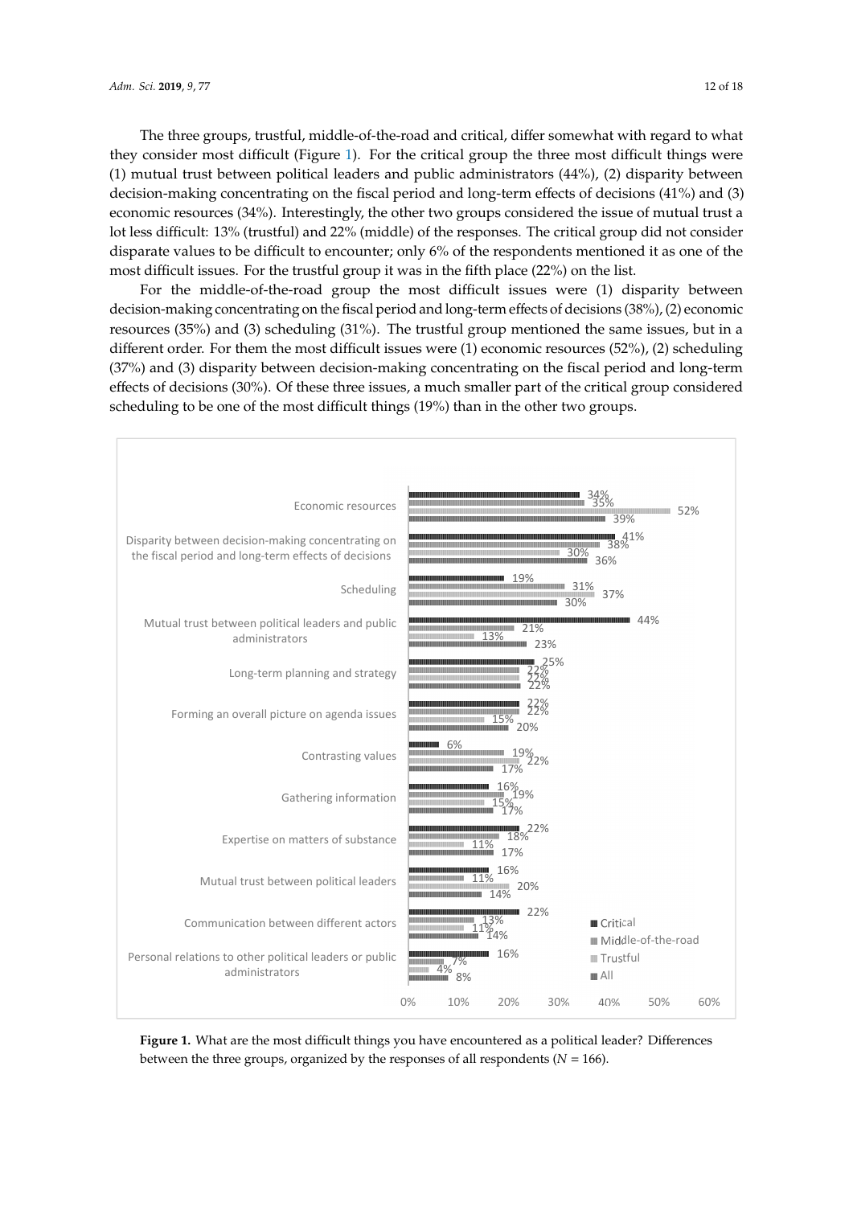The three groups, trustful, middle-of-the-road and critical, differ somewhat with regard to what they consider most difficult (Figure 1). For the critical group the three most difficult things were (1) mutual trust between political leaders and public administrators (44%), (2) disparity between decision-making concentrating on the fiscal period and long-term effects of decisions (41%) and (3) economic resources (34%). Interestingly, the other two groups considered the issue of mutual trust a lot less difficult: 13% (trustful) and 22% (middle) of the responses. The critical group did not consider disparate values to be difficult to encounter; only 6% of the respondents mentioned it as one of the most difficult issues. For the trustful group it was in the fifth place (22%) on the list.

For the middle-of-the-road group the most difficult issues were (1) disparity between decision-making concentrating on the fiscal period and long-term effects of decisions (38%), (2) economic resources (35%) and (3) scheduling (31%). The trustful group mentioned the same issues, but in a different order. For them the most difficult issues were (1) economic resources (52%), (2) scheduling (37%) and (3) disparity between decision-making concentrating on the fiscal period and long-term effects of decisions (30%). Of these three issues, a much smaller part of the critical group considered scheduling to be one of the most difficult things (19%) than in the other two groups.

| | Critical | Middle-of-the-road | Trustful | All |
|---|---|---|---|---|
| Economic resources | 34% | 35% | 52% | 39% |
| Disparity between decision-making concentrating on the fiscal period and long-term effects of decisions | 41% | 38% | 30% | 36% |
| Scheduling | 19% | 31% | 37% | 30% |
| Mutual trust between political leaders and public administrators | 44% | 21% | 13% | 23% |
| Long-term planning and strategy | 25% | 22% | 22% | 22% |
| Forming an overall picture on agenda issues | 22% | 22% | 15% | 20% |
| Contrasting values | 6% | 19% | 22% | 17% |
| Gathering information | 16% | 19% | 15% | 17% |
| Expertise on matters of substance | 22% | 18% | 11% | 17% |
| Mutual trust between political leaders | 16% | 11% | 20% | 14% |
| Communication between different actors | 22% | 13% | 11% | 14% |
| Personal relations to other political leaders or public administrators | 16% | 7% | 4% | 8% |

**Figure 1.** What are the most difficult things you have encountered as a political leader? Differences between the three groups, organized by the responses of all respondents ($N = 166$).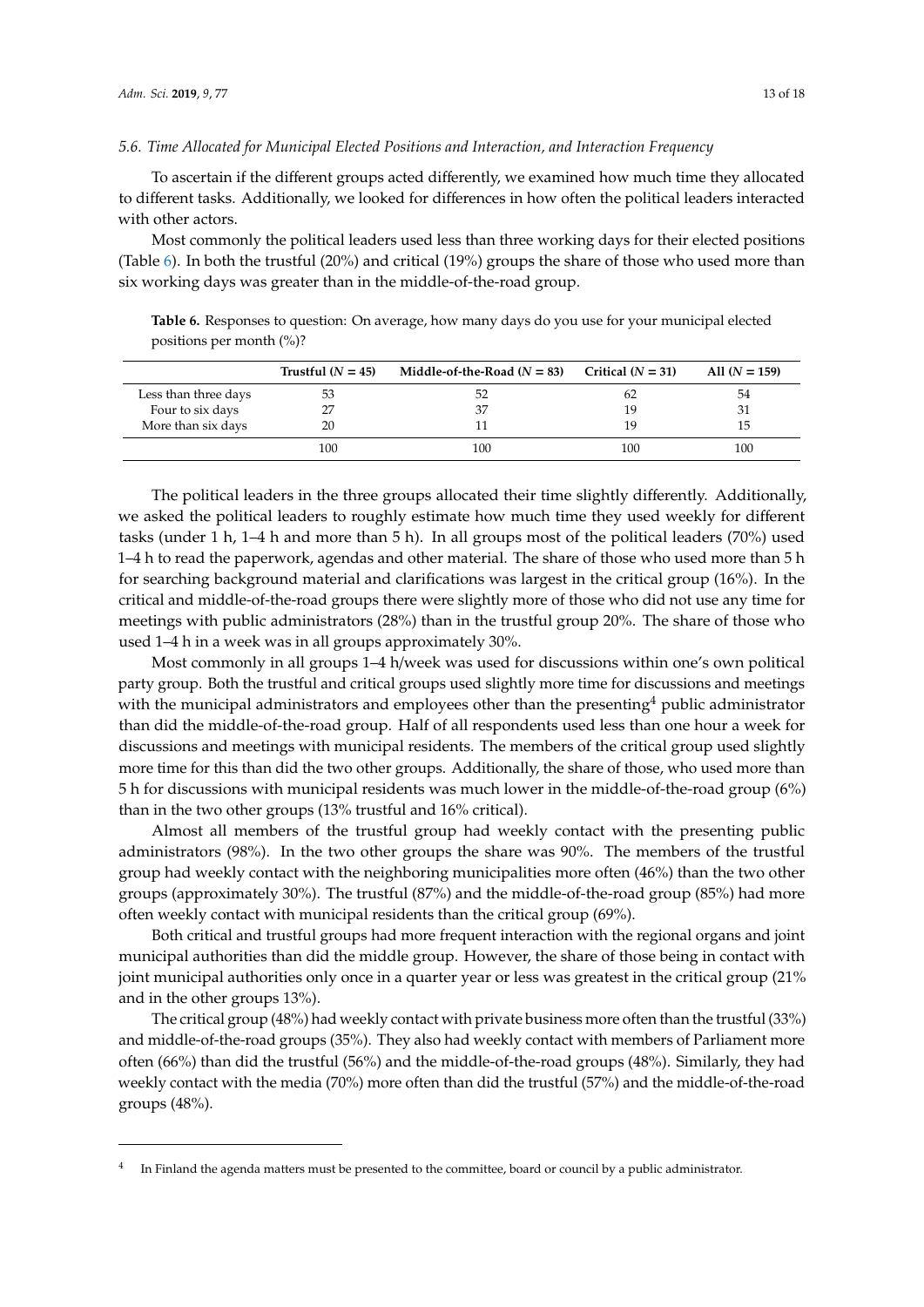### 5.6. Time Allocated for Municipal Elected Positions and Interaction, and Interaction Frequency

To ascertain if the different groups acted differently, we examined how much time they allocated to different tasks. Additionally, we looked for differences in how often the political leaders interacted with other actors.

Most commonly the political leaders used less than three working days for their elected positions (Table 6). In both the trustful (20%) and critical (19%) groups the share of those who used more than six working days was greater than in the middle-of-the-road group.

**Table 6.** Responses to question: On average, how many days do you use for your municipal elected positions per month (%)?

| | Trustful ($N$ = 45) | Middle-of-the-Road ($N$ = 83) | Critical ($N$ = 31) | All ($N$ = 159) |
|---|---|---|---|---|
| Less than three days | 53 | 52 | 62 | 54 |
| Four to six days | 27 | 37 | 19 | 31 |
| More than six days | 20 | 11 | 19 | 15 |
| | 100 | 100 | 100 | 100 |

The political leaders in the three groups allocated their time slightly differently. Additionally, we asked the political leaders to roughly estimate how much time they used weekly for different tasks (under 1 h, 1–4 h and more than 5 h). In all groups most of the political leaders (70%) used 1–4 h to read the paperwork, agendas and other material. The share of those who used more than 5 h for searching background material and clarifications was largest in the critical group (16%). In the critical and middle-of-the-road groups there were slightly more of those who did not use any time for meetings with public administrators (28%) than in the trustful group 20%. The share of those who used 1–4 h in a week was in all groups approximately 30%.

Most commonly in all groups 1–4 h/week was used for discussions within one's own political party group. Both the trustful and critical groups used slightly more time for discussions and meetings with the municipal administrators and employees other than the presenting[4] public administrator than did the middle-of-the-road group. Half of all respondents used less than one hour a week for discussions and meetings with municipal residents. The members of the critical group used slightly more time for this than did the two other groups. Additionally, the share of those, who used more than 5 h for discussions with municipal residents was much lower in the middle-of-the-road group (6%) than in the two other groups (13% trustful and 16% critical).

Almost all members of the trustful group had weekly contact with the presenting public administrators (98%). In the two other groups the share was 90%. The members of the trustful group had weekly contact with the neighboring municipalities more often (46%) than the two other groups (approximately 30%). The trustful (87%) and the middle-of-the-road group (85%) had more often weekly contact with municipal residents than the critical group (69%).

Both critical and trustful groups had more frequent interaction with the regional organs and joint municipal authorities than did the middle group. However, the share of those being in contact with joint municipal authorities only once in a quarter year or less was greatest in the critical group (21% and in the other groups 13%).

The critical group (48%) had weekly contact with private business more often than the trustful (33%) and middle-of-the-road groups (35%). They also had weekly contact with members of Parliament more often (66%) than did the trustful (56%) and the middle-of-the-road groups (48%). Similarly, they had weekly contact with the media (70%) more often than did the trustful (57%) and the middle-of-the-road groups (48%).

[4] In Finland the agenda matters must be presented to the committee, board or council by a public administrator.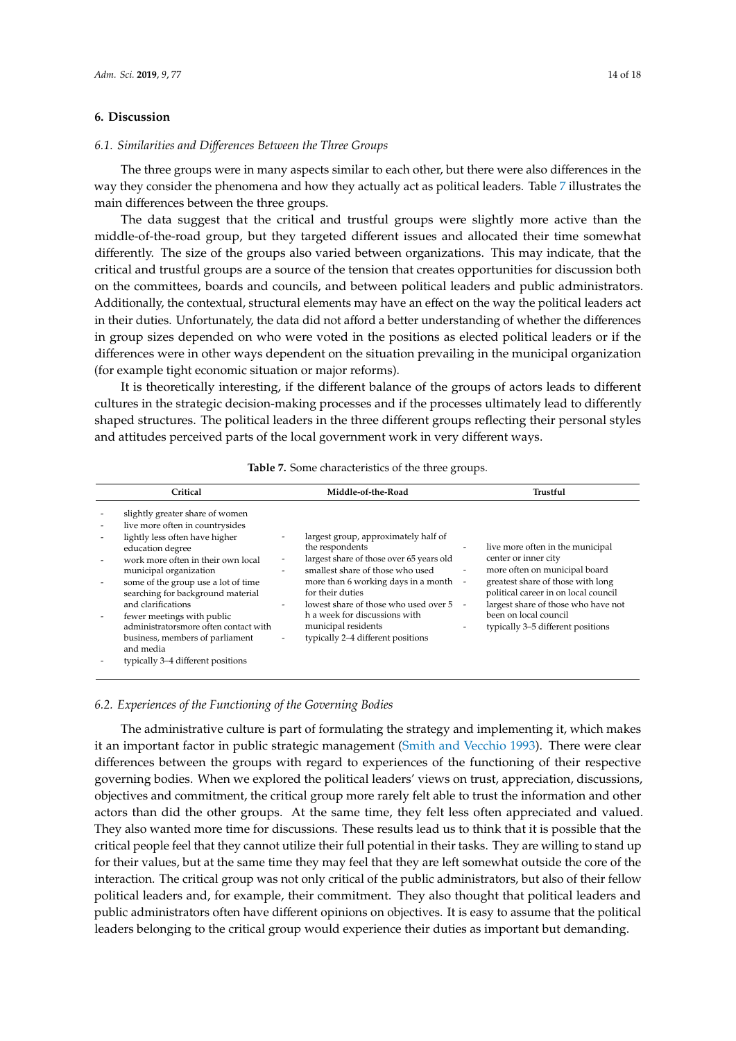## 6. Discussion

### *6.1. Similarities and Differences Between the Three Groups*

The three groups were in many aspects similar to each other, but there were also differences in the way they consider the phenomena and how they actually act as political leaders. Table 7 illustrates the main differences between the three groups.

The data suggest that the critical and trustful groups were slightly more active than the middle-of-the-road group, but they targeted different issues and allocated their time somewhat differently. The size of the groups also varied between organizations. This may indicate, that the critical and trustful groups are a source of the tension that creates opportunities for discussion both on the committees, boards and councils, and between political leaders and public administrators. Additionally, the contextual, structural elements may have an effect on the way the political leaders act in their duties. Unfortunately, the data did not afford a better understanding of whether the differences in group sizes depended on who were voted in the positions as elected political leaders or if the differences were in other ways dependent on the situation prevailing in the municipal organization (for example tight economic situation or major reforms).

It is theoretically interesting, if the different balance of the groups of actors leads to different cultures in the strategic decision-making processes and if the processes ultimately lead to differently shaped structures. The political leaders in the three different groups reflecting their personal styles and attitudes perceived parts of the local government work in very different ways.

**Table 7.** Some characteristics of the three groups.

| Critical | Middle-of-the-Road | Trustful |
|---|---|---|
| - slightly greater share of women<br>- live more often in countrysides<br>- lightly less often have higher education degree<br>- work more often in their own local municipal organization<br>- some of the group use a lot of time searching for background material and clarifications<br>- fewer meetings with public administratorsmore often contact with business, members of parliament and media<br>- typically 3–4 different positions | - largest group, approximately half of the respondents<br>- largest share of those over 65 years old<br>- smallest share of those who used more than 6 working days in a month for their duties<br>- lowest share of those who used over 5 h a week for discussions with municipal residents<br>- typically 2–4 different positions | - live more often in the municipal center or inner city<br>- more often on municipal board<br>- greatest share of those with long political career in on local council<br>- largest share of those who have not been on local council<br>- typically 3–5 different positions |

### *6.2. Experiences of the Functioning of the Governing Bodies*

The administrative culture is part of formulating the strategy and implementing it, which makes it an important factor in public strategic management (Smith and Vecchio 1993). There were clear differences between the groups with regard to experiences of the functioning of their respective governing bodies. When we explored the political leaders' views on trust, appreciation, discussions, objectives and commitment, the critical group more rarely felt able to trust the information and other actors than did the other groups. At the same time, they felt less often appreciated and valued. They also wanted more time for discussions. These results lead us to think that it is possible that the critical people feel that they cannot utilize their full potential in their tasks. They are willing to stand up for their values, but at the same time they may feel that they are left somewhat outside the core of the interaction. The critical group was not only critical of the public administrators, but also of their fellow political leaders and, for example, their commitment. They also thought that political leaders and public administrators often have different opinions on objectives. It is easy to assume that the political leaders belonging to the critical group would experience their duties as important but demanding.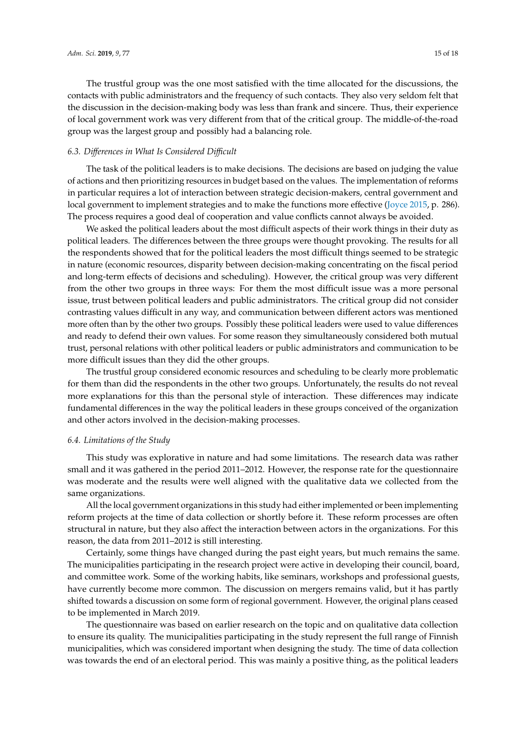The trustful group was the one most satisfied with the time allocated for the discussions, the contacts with public administrators and the frequency of such contacts. They also very seldom felt that the discussion in the decision-making body was less than frank and sincere. Thus, their experience of local government work was very different from that of the critical group. The middle-of-the-road group was the largest group and possibly had a balancing role.

### *6.3. Differences in What Is Considered Difficult*

The task of the political leaders is to make decisions. The decisions are based on judging the value of actions and then prioritizing resources in budget based on the values. The implementation of reforms in particular requires a lot of interaction between strategic decision-makers, central government and local government to implement strategies and to make the functions more effective (Joyce 2015, p. 286). The process requires a good deal of cooperation and value conflicts cannot always be avoided.

We asked the political leaders about the most difficult aspects of their work things in their duty as political leaders. The differences between the three groups were thought provoking. The results for all the respondents showed that for the political leaders the most difficult things seemed to be strategic in nature (economic resources, disparity between decision-making concentrating on the fiscal period and long-term effects of decisions and scheduling). However, the critical group was very different from the other two groups in three ways: For them the most difficult issue was a more personal issue, trust between political leaders and public administrators. The critical group did not consider contrasting values difficult in any way, and communication between different actors was mentioned more often than by the other two groups. Possibly these political leaders were used to value differences and ready to defend their own values. For some reason they simultaneously considered both mutual trust, personal relations with other political leaders or public administrators and communication to be more difficult issues than they did the other groups.

The trustful group considered economic resources and scheduling to be clearly more problematic for them than did the respondents in the other two groups. Unfortunately, the results do not reveal more explanations for this than the personal style of interaction. These differences may indicate fundamental differences in the way the political leaders in these groups conceived of the organization and other actors involved in the decision-making processes.

### *6.4. Limitations of the Study*

This study was explorative in nature and had some limitations. The research data was rather small and it was gathered in the period 2011–2012. However, the response rate for the questionnaire was moderate and the results were well aligned with the qualitative data we collected from the same organizations.

All the local government organizations in this study had either implemented or been implementing reform projects at the time of data collection or shortly before it. These reform processes are often structural in nature, but they also affect the interaction between actors in the organizations. For this reason, the data from 2011–2012 is still interesting.

Certainly, some things have changed during the past eight years, but much remains the same. The municipalities participating in the research project were active in developing their council, board, and committee work. Some of the working habits, like seminars, workshops and professional guests, have currently become more common. The discussion on mergers remains valid, but it has partly shifted towards a discussion on some form of regional government. However, the original plans ceased to be implemented in March 2019.

The questionnaire was based on earlier research on the topic and on qualitative data collection to ensure its quality. The municipalities participating in the study represent the full range of Finnish municipalities, which was considered important when designing the study. The time of data collection was towards the end of an electoral period. This was mainly a positive thing, as the political leaders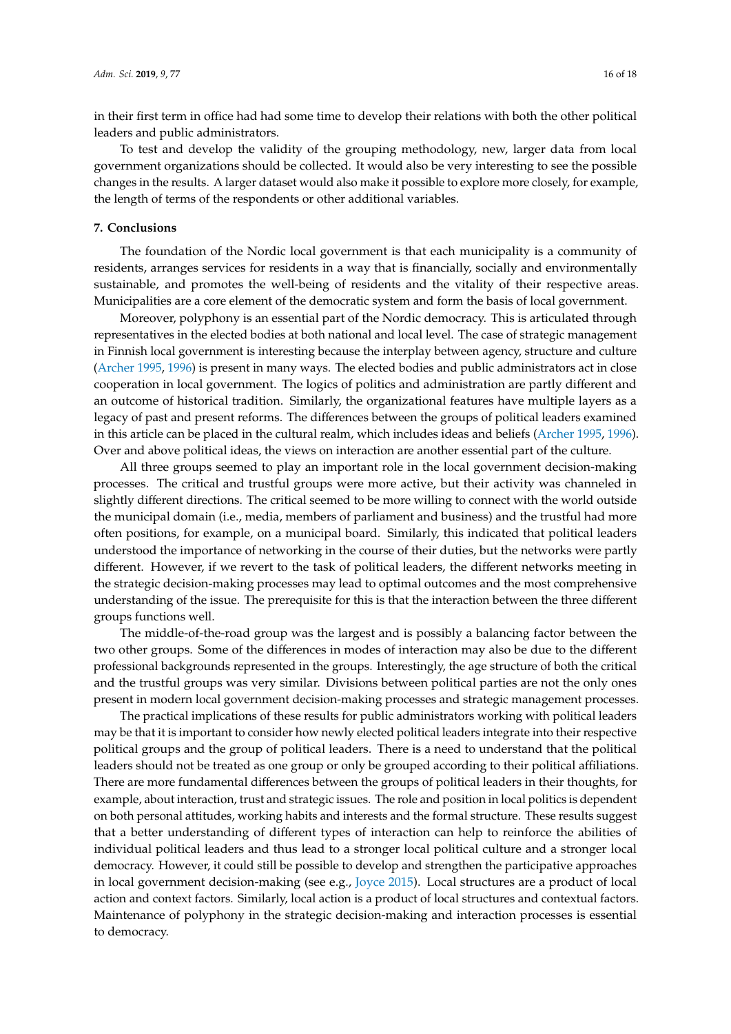in their first term in office had had some time to develop their relations with both the other political leaders and public administrators.

To test and develop the validity of the grouping methodology, new, larger data from local government organizations should be collected. It would also be very interesting to see the possible changes in the results. A larger dataset would also make it possible to explore more closely, for example, the length of terms of the respondents or other additional variables.

## 7. Conclusions

The foundation of the Nordic local government is that each municipality is a community of residents, arranges services for residents in a way that is financially, socially and environmentally sustainable, and promotes the well-being of residents and the vitality of their respective areas. Municipalities are a core element of the democratic system and form the basis of local government.

Moreover, polyphony is an essential part of the Nordic democracy. This is articulated through representatives in the elected bodies at both national and local level. The case of strategic management in Finnish local government is interesting because the interplay between agency, structure and culture (Archer 1995, 1996) is present in many ways. The elected bodies and public administrators act in close cooperation in local government. The logics of politics and administration are partly different and an outcome of historical tradition. Similarly, the organizational features have multiple layers as a legacy of past and present reforms. The differences between the groups of political leaders examined in this article can be placed in the cultural realm, which includes ideas and beliefs (Archer 1995, 1996). Over and above political ideas, the views on interaction are another essential part of the culture.

All three groups seemed to play an important role in the local government decision-making processes. The critical and trustful groups were more active, but their activity was channeled in slightly different directions. The critical seemed to be more willing to connect with the world outside the municipal domain (i.e., media, members of parliament and business) and the trustful had more often positions, for example, on a municipal board. Similarly, this indicated that political leaders understood the importance of networking in the course of their duties, but the networks were partly different. However, if we revert to the task of political leaders, the different networks meeting in the strategic decision-making processes may lead to optimal outcomes and the most comprehensive understanding of the issue. The prerequisite for this is that the interaction between the three different groups functions well.

The middle-of-the-road group was the largest and is possibly a balancing factor between the two other groups. Some of the differences in modes of interaction may also be due to the different professional backgrounds represented in the groups. Interestingly, the age structure of both the critical and the trustful groups was very similar. Divisions between political parties are not the only ones present in modern local government decision-making processes and strategic management processes.

The practical implications of these results for public administrators working with political leaders may be that it is important to consider how newly elected political leaders integrate into their respective political groups and the group of political leaders. There is a need to understand that the political leaders should not be treated as one group or only be grouped according to their political affiliations. There are more fundamental differences between the groups of political leaders in their thoughts, for example, about interaction, trust and strategic issues. The role and position in local politics is dependent on both personal attitudes, working habits and interests and the formal structure. These results suggest that a better understanding of different types of interaction can help to reinforce the abilities of individual political leaders and thus lead to a stronger local political culture and a stronger local democracy. However, it could still be possible to develop and strengthen the participative approaches in local government decision-making (see e.g., Joyce 2015). Local structures are a product of local action and context factors. Similarly, local action is a product of local structures and contextual factors. Maintenance of polyphony in the strategic decision-making and interaction processes is essential to democracy.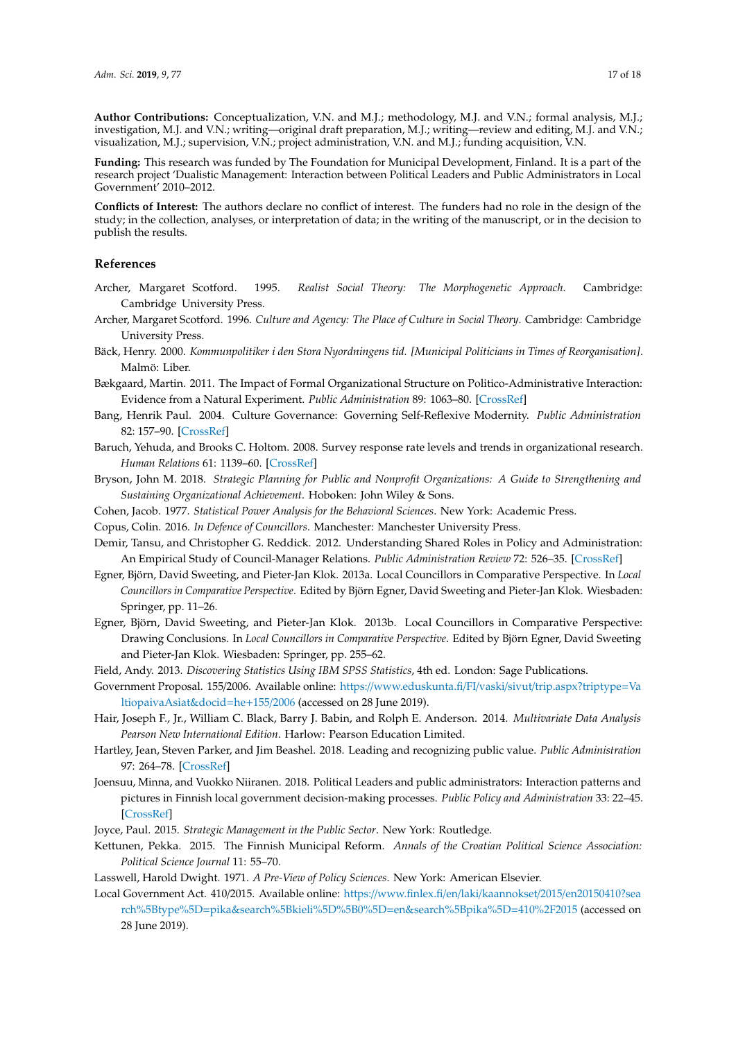**Author Contributions:** Conceptualization, V.N. and M.J.; methodology, M.J. and V.N.; formal analysis, M.J.; investigation, M.J. and V.N.; writing—original draft preparation, M.J.; writing—review and editing, M.J. and V.N.; visualization, M.J.; supervision, V.N.; project administration, V.N. and M.J.; funding acquisition, V.N.

**Funding:** This research was funded by The Foundation for Municipal Development, Finland. It is a part of the research project 'Dualistic Management: Interaction between Political Leaders and Public Administrators in Local Government' 2010–2012.

**Conflicts of Interest:** The authors declare no conflict of interest. The funders had no role in the design of the study; in the collection, analyses, or interpretation of data; in the writing of the manuscript, or in the decision to publish the results.

## References

Archer, Margaret Scotford. 1995. *Realist Social Theory: The Morphogenetic Approach*. Cambridge: Cambridge University Press.

Archer, Margaret Scotford. 1996. *Culture and Agency: The Place of Culture in Social Theory*. Cambridge: Cambridge University Press.

Bäck, Henry. 2000. *Kommunpolitiker i den Stora Nyordningens tid. [Municipal Politicians in Times of Reorganisation]*. Malmö: Liber.

Bækgaard, Martin. 2011. The Impact of Formal Organizational Structure on Politico-Administrative Interaction: Evidence from a Natural Experiment. *Public Administration* 89: 1063–80. [CrossRef]

Bang, Henrik Paul. 2004. Culture Governance: Governing Self-Reflexive Modernity. *Public Administration* 82: 157–90. [CrossRef]

Baruch, Yehuda, and Brooks C. Holtom. 2008. Survey response rate levels and trends in organizational research. *Human Relations* 61: 1139–60. [CrossRef]

Bryson, John M. 2018. *Strategic Planning for Public and Nonprofit Organizations: A Guide to Strengthening and Sustaining Organizational Achievement*. Hoboken: John Wiley & Sons.

Cohen, Jacob. 1977. *Statistical Power Analysis for the Behavioral Sciences*. New York: Academic Press.

Copus, Colin. 2016. *In Defence of Councillors*. Manchester: Manchester University Press.

Demir, Tansu, and Christopher G. Reddick. 2012. Understanding Shared Roles in Policy and Administration: An Empirical Study of Council-Manager Relations. *Public Administration Review* 72: 526–35. [CrossRef]

Egner, Björn, David Sweeting, and Pieter-Jan Klok. 2013a. Local Councillors in Comparative Perspective. In *Local Councillors in Comparative Perspective*. Edited by Björn Egner, David Sweeting and Pieter-Jan Klok. Wiesbaden: Springer, pp. 11–26.

Egner, Björn, David Sweeting, and Pieter-Jan Klok. 2013b. Local Councillors in Comparative Perspective: Drawing Conclusions. In *Local Councillors in Comparative Perspective*. Edited by Björn Egner, David Sweeting and Pieter-Jan Klok. Wiesbaden: Springer, pp. 255–62.

Field, Andy. 2013. *Discovering Statistics Using IBM SPSS Statistics*, 4th ed. London: Sage Publications.

Government Proposal. 155/2006. Available online: https://www.eduskunta.fi/FI/vaski/sivut/trip.aspx?triptype=ValtiopaivaAsiat&docid=he+155/2006 (accessed on 28 June 2019).

Hair, Joseph F., Jr., William C. Black, Barry J. Babin, and Rolph E. Anderson. 2014. *Multivariate Data Analysis Pearson New International Edition*. Harlow: Pearson Education Limited.

Hartley, Jean, Steven Parker, and Jim Beashel. 2018. Leading and recognizing public value. *Public Administration* 97: 264–78. [CrossRef]

Joensuu, Minna, and Vuokko Niiranen. 2018. Political Leaders and public administrators: Interaction patterns and pictures in Finnish local government decision-making processes. *Public Policy and Administration* 33: 22–45. [CrossRef]

Joyce, Paul. 2015. *Strategic Management in the Public Sector*. New York: Routledge.

Kettunen, Pekka. 2015. The Finnish Municipal Reform. *Annals of the Croatian Political Science Association: Political Science Journal* 11: 55–70.

Lasswell, Harold Dwight. 1971. *A Pre-View of Policy Sciences*. New York: American Elsevier.

Local Government Act. 410/2015. Available online: https://www.finlex.fi/en/laki/kaannokset/2015/en20150410?search%5Btype%5D=pika&search%5Bkieli%5D%5B0%5D=en&search%5Bpika%5D=410%2F2015 (accessed on 28 June 2019).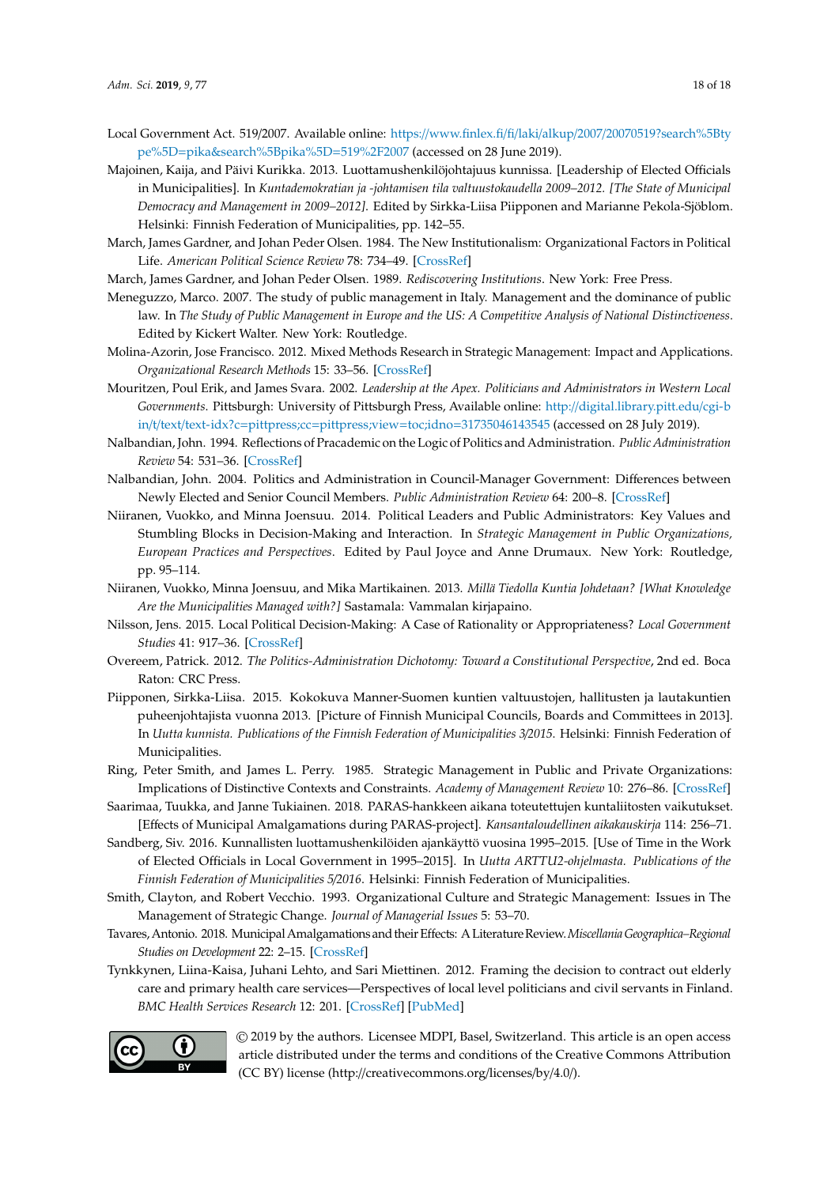Local Government Act. 519/2007. Available online: https://www.finlex.fi/fi/laki/alkup/2007/20070519?search%5Btype%5D=pika&search%5Bpika%5D=519%2F2007 (accessed on 28 June 2019).

Majoinen, Kaija, and Päivi Kurikka. 2013. Luottamushenkilöjohtajuus kunnissa. [Leadership of Elected Officials in Municipalities]. In *Kuntademokratian ja -johtamisen tila valtuustokaudella 2009–2012. [The State of Municipal Democracy and Management in 2009–2012]*. Edited by Sirkka-Liisa Piipponen and Marianne Pekola-Sjöblom. Helsinki: Finnish Federation of Municipalities, pp. 142–55.

March, James Gardner, and Johan Peder Olsen. 1984. The New Institutionalism: Organizational Factors in Political Life. *American Political Science Review* 78: 734–49. [CrossRef]

March, James Gardner, and Johan Peder Olsen. 1989. *Rediscovering Institutions*. New York: Free Press.

Meneguzzo, Marco. 2007. The study of public management in Italy. Management and the dominance of public law. In *The Study of Public Management in Europe and the US: A Competitive Analysis of National Distinctiveness*. Edited by Kickert Walter. New York: Routledge.

Molina-Azorin, Jose Francisco. 2012. Mixed Methods Research in Strategic Management: Impact and Applications. *Organizational Research Methods* 15: 33–56. [CrossRef]

Mouritzen, Poul Erik, and James Svara. 2002. *Leadership at the Apex. Politicians and Administrators in Western Local Governments*. Pittsburgh: University of Pittsburgh Press, Available online: http://digital.library.pitt.edu/cgi-bin/t/text/text-idx?c=pittpress;cc=pittpress;view=toc;idno=31735046143545 (accessed on 28 July 2019).

Nalbandian, John. 1994. Reflections of Pracademic on the Logic of Politics and Administration. *Public Administration Review* 54: 531–36. [CrossRef]

Nalbandian, John. 2004. Politics and Administration in Council-Manager Government: Differences between Newly Elected and Senior Council Members. *Public Administration Review* 64: 200–8. [CrossRef]

Niiranen, Vuokko, and Minna Joensuu. 2014. Political Leaders and Public Administrators: Key Values and Stumbling Blocks in Decision-Making and Interaction. In *Strategic Management in Public Organizations, European Practices and Perspectives*. Edited by Paul Joyce and Anne Drumaux. New York: Routledge, pp. 95–114.

Niiranen, Vuokko, Minna Joensuu, and Mika Martikainen. 2013. *Millä Tiedolla Kuntia Johdetaan? [What Knowledge Are the Municipalities Managed with?]* Sastamala: Vammalan kirjapaino.

Nilsson, Jens. 2015. Local Political Decision-Making: A Case of Rationality or Appropriateness? *Local Government Studies* 41: 917–36. [CrossRef]

Overeem, Patrick. 2012. *The Politics-Administration Dichotomy: Toward a Constitutional Perspective*, 2nd ed. Boca Raton: CRC Press.

Piipponen, Sirkka-Liisa. 2015. Kokokuva Manner-Suomen kuntien valtuustojen, hallitusten ja lautakuntien puheenjohtajista vuonna 2013. [Picture of Finnish Municipal Councils, Boards and Committees in 2013]. In *Uutta kunnista. Publications of the Finnish Federation of Municipalities 3/2015*. Helsinki: Finnish Federation of Municipalities.

Ring, Peter Smith, and James L. Perry. 1985. Strategic Management in Public and Private Organizations: Implications of Distinctive Contexts and Constraints. *Academy of Management Review* 10: 276–86. [CrossRef]

Saarimaa, Tuukka, and Janne Tukiainen. 2018. PARAS-hankkeen aikana toteutettujen kuntaliitosten vaikutukset. [Effects of Municipal Amalgamations during PARAS-project]. *Kansantaloudellinen aikakauskirja* 114: 256–71.

Sandberg, Siv. 2016. Kunnallisten luottamushenkilöiden ajankäyttö vuosina 1995–2015. [Use of Time in the Work of Elected Officials in Local Government in 1995–2015]. In *Uutta ARTTU2-ohjelmasta. Publications of the Finnish Federation of Municipalities 5/2016*. Helsinki: Finnish Federation of Municipalities.

Smith, Clayton, and Robert Vecchio. 1993. Organizational Culture and Strategic Management: Issues in The Management of Strategic Change. *Journal of Managerial Issues* 5: 53–70.

Tavares, Antonio. 2018. Municipal Amalgamations and their Effects: A Literature Review. *Miscellania Geographica–Regional Studies on Development* 22: 2–15. [CrossRef]

Tynkkynen, Liina-Kaisa, Juhani Lehto, and Sari Miettinen. 2012. Framing the decision to contract out elderly care and primary health care services—Perspectives of local level politicians and civil servants in Finland. *BMC Health Services Research* 12: 201. [CrossRef] [PubMed]

© 2019 by the authors. Licensee MDPI, Basel, Switzerland. This article is an open access article distributed under the terms and conditions of the Creative Commons Attribution (CC BY) license (http://creativecommons.org/licenses/by/4.0/).